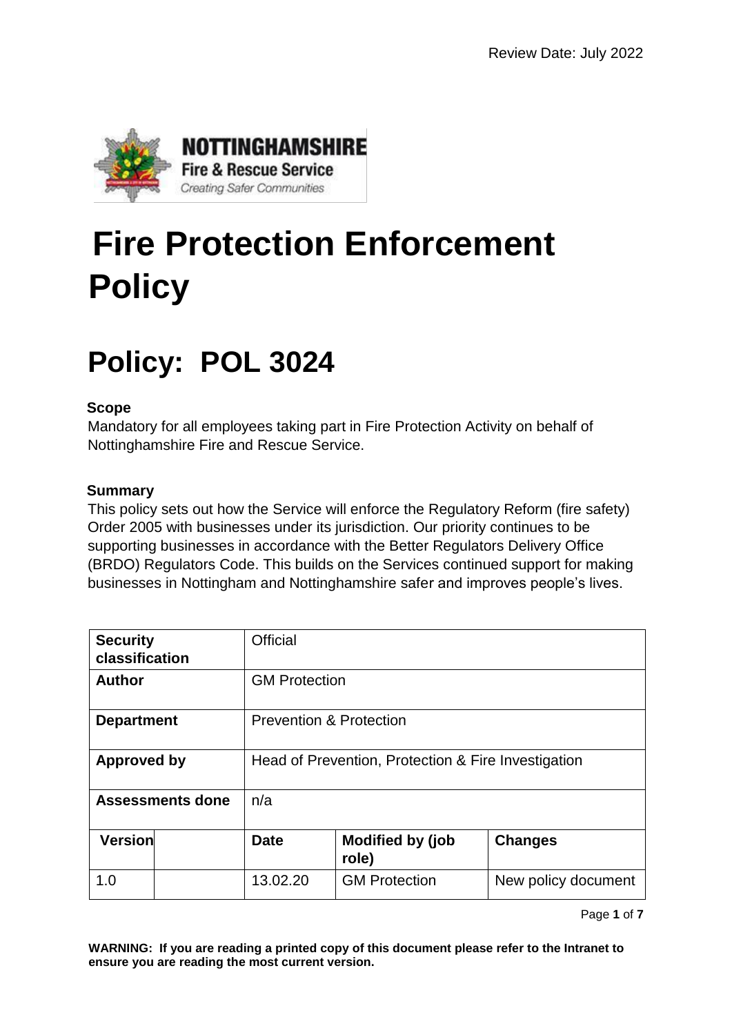Review Date: July 2022

NOTTINGHAMSHIRE
Fire & Rescue Service
*Creating Safer Communities*

# Fire Protection Enforcement Policy

# Policy: POL 3024

**Scope**

Mandatory for all employees taking part in Fire Protection Activity on behalf of Nottinghamshire Fire and Rescue Service.

**Summary**

This policy sets out how the Service will enforce the Regulatory Reform (fire safety) Order 2005 with businesses under its jurisdiction. Our priority continues to be supporting businesses in accordance with the Better Regulators Delivery Office (BRDO) Regulators Code. This builds on the Services continued support for making businesses in Nottingham and Nottinghamshire safer and improves people's lives.

| **Security classification** | | Official | | |
|---|---|---|---|---|
| **Author** | | GM Protection | | |
| **Department** | | Prevention & Protection | | |
| **Approved by** | | Head of Prevention, Protection & Fire Investigation | | |
| **Assessments done** | | n/a | | |
| **Version** | | **Date** | **Modified by (job role)** | **Changes** |
| 1.0 | | 13.02.20 | GM Protection | New policy document |

**WARNING: If you are reading a printed copy of this document please refer to the Intranet to ensure you are reading the most current version.**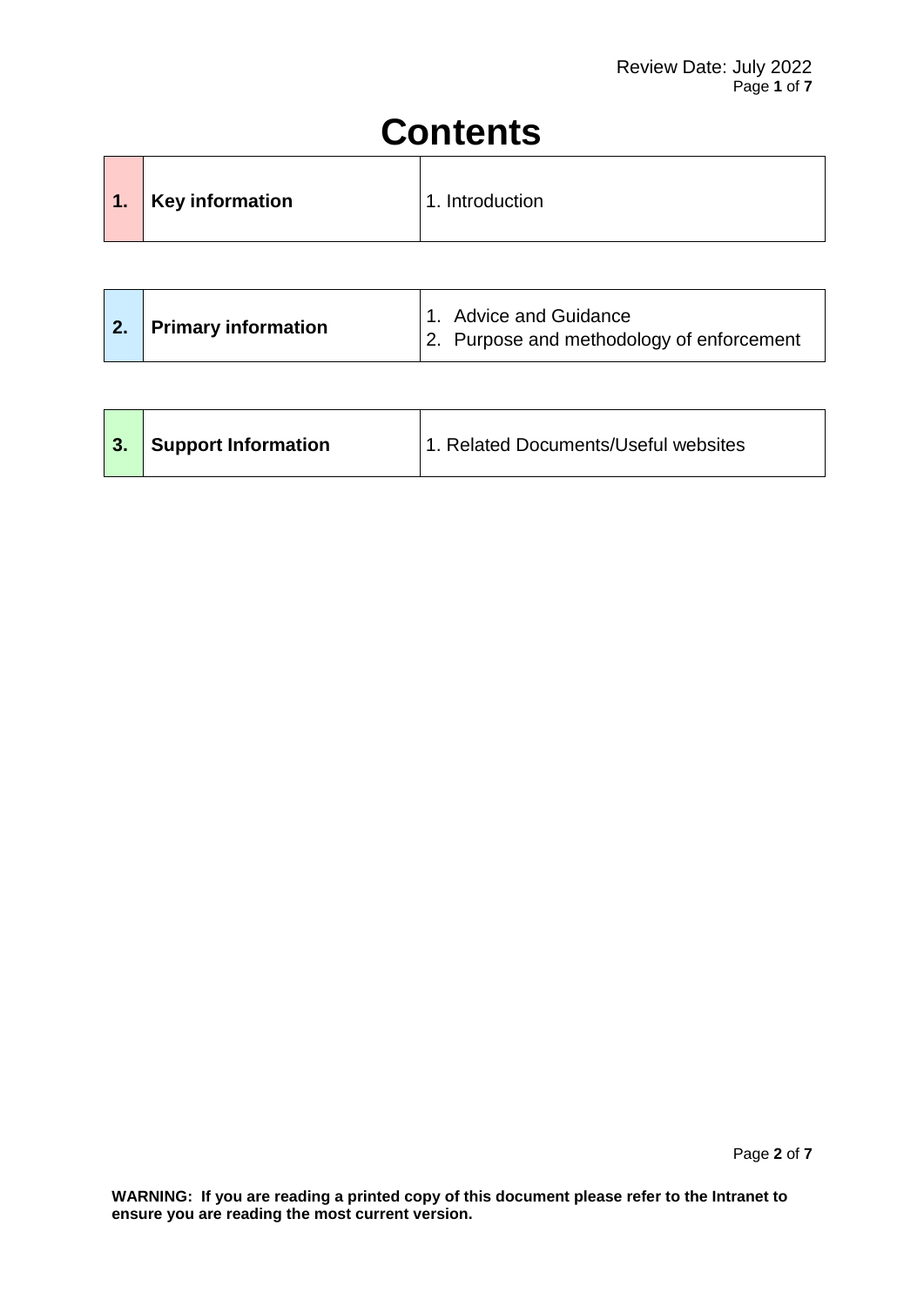# Contents

| 1. | Key information | 1. Introduction |
|---|---|---|

| 2. | Primary information | 1. Advice and Guidance<br>2. Purpose and methodology of enforcement |
|---|---|---|

| 3. | Support Information | 1. Related Documents/Useful websites |
|---|---|---|

**WARNING: If you are reading a printed copy of this document please refer to the Intranet to ensure you are reading the most current version.**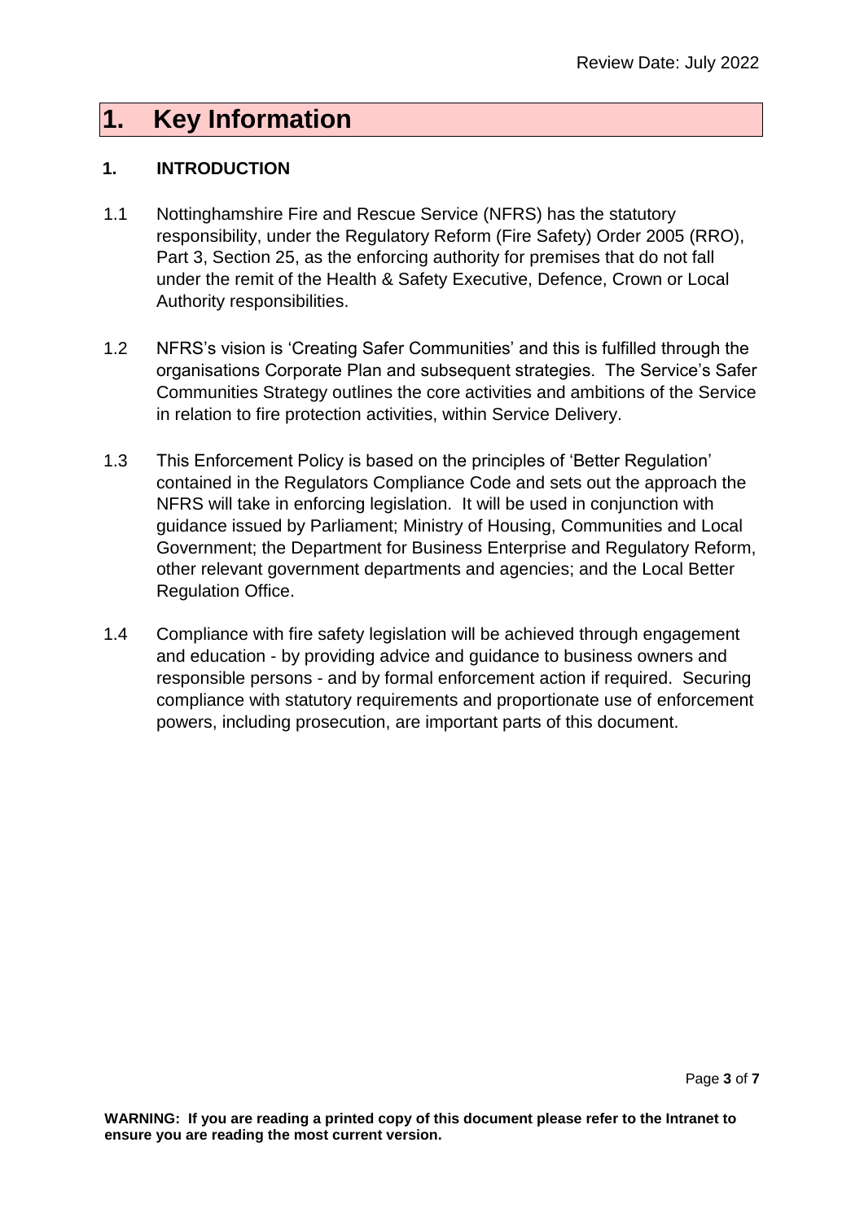# 1. Key Information

## 1. INTRODUCTION

1.1 Nottinghamshire Fire and Rescue Service (NFRS) has the statutory responsibility, under the Regulatory Reform (Fire Safety) Order 2005 (RRO), Part 3, Section 25, as the enforcing authority for premises that do not fall under the remit of the Health & Safety Executive, Defence, Crown or Local Authority responsibilities.

1.2 NFRS's vision is 'Creating Safer Communities' and this is fulfilled through the organisations Corporate Plan and subsequent strategies. The Service's Safer Communities Strategy outlines the core activities and ambitions of the Service in relation to fire protection activities, within Service Delivery.

1.3 This Enforcement Policy is based on the principles of 'Better Regulation' contained in the Regulators Compliance Code and sets out the approach the NFRS will take in enforcing legislation. It will be used in conjunction with guidance issued by Parliament; Ministry of Housing, Communities and Local Government; the Department for Business Enterprise and Regulatory Reform, other relevant government departments and agencies; and the Local Better Regulation Office.

1.4 Compliance with fire safety legislation will be achieved through engagement and education - by providing advice and guidance to business owners and responsible persons - and by formal enforcement action if required. Securing compliance with statutory requirements and proportionate use of enforcement powers, including prosecution, are important parts of this document.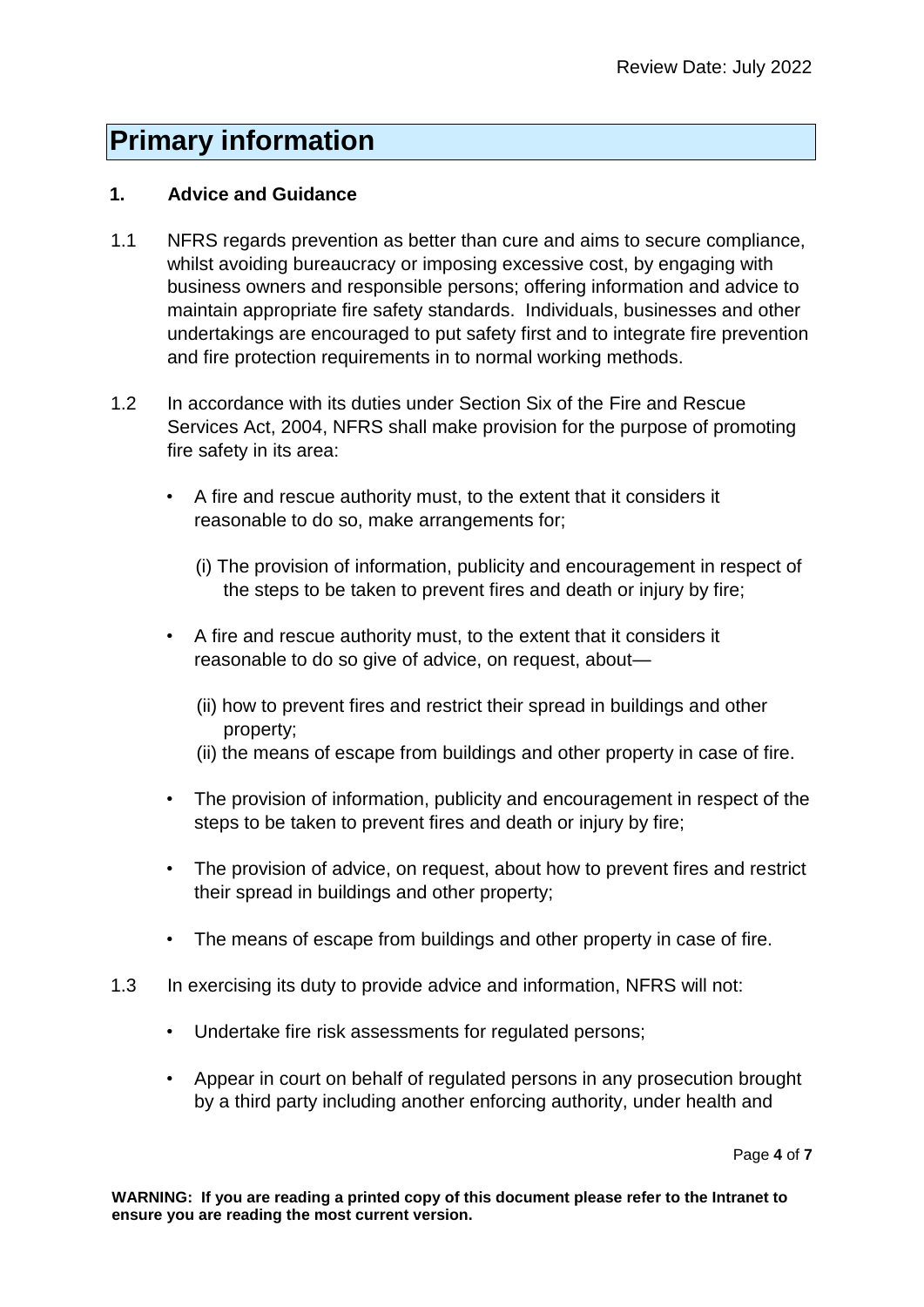# Primary information

## 1. Advice and Guidance

1.1 NFRS regards prevention as better than cure and aims to secure compliance, whilst avoiding bureaucracy or imposing excessive cost, by engaging with business owners and responsible persons; offering information and advice to maintain appropriate fire safety standards. Individuals, businesses and other undertakings are encouraged to put safety first and to integrate fire prevention and fire protection requirements in to normal working methods.

1.2 In accordance with its duties under Section Six of the Fire and Rescue Services Act, 2004, NFRS shall make provision for the purpose of promoting fire safety in its area:

- A fire and rescue authority must, to the extent that it considers it reasonable to do so, make arrangements for;

  (i) The provision of information, publicity and encouragement in respect of the steps to be taken to prevent fires and death or injury by fire;

- A fire and rescue authority must, to the extent that it considers it reasonable to do so give of advice, on request, about—

  (ii) how to prevent fires and restrict their spread in buildings and other property;
  (ii) the means of escape from buildings and other property in case of fire.

- The provision of information, publicity and encouragement in respect of the steps to be taken to prevent fires and death or injury by fire;

- The provision of advice, on request, about how to prevent fires and restrict their spread in buildings and other property;

- The means of escape from buildings and other property in case of fire.

1.3 In exercising its duty to provide advice and information, NFRS will not:

- Undertake fire risk assessments for regulated persons;

- Appear in court on behalf of regulated persons in any prosecution brought by a third party including another enforcing authority, under health and

**WARNING: If you are reading a printed copy of this document please refer to the Intranet to ensure you are reading the most current version.**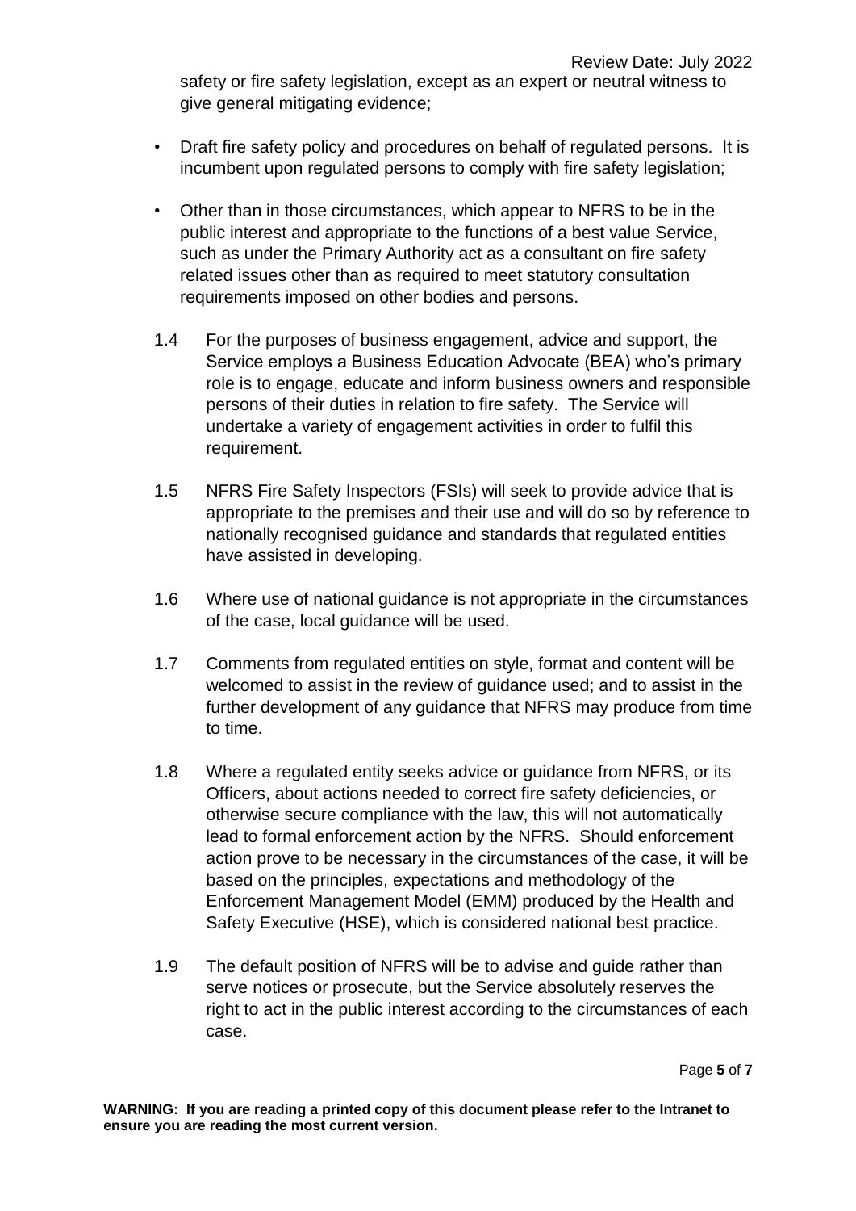safety or fire safety legislation, except as an expert or neutral witness to give general mitigating evidence;

- Draft fire safety policy and procedures on behalf of regulated persons. It is incumbent upon regulated persons to comply with fire safety legislation;

- Other than in those circumstances, which appear to NFRS to be in the public interest and appropriate to the functions of a best value Service, such as under the Primary Authority act as a consultant on fire safety related issues other than as required to meet statutory consultation requirements imposed on other bodies and persons.

1.4 For the purposes of business engagement, advice and support, the Service employs a Business Education Advocate (BEA) who's primary role is to engage, educate and inform business owners and responsible persons of their duties in relation to fire safety. The Service will undertake a variety of engagement activities in order to fulfil this requirement.

1.5 NFRS Fire Safety Inspectors (FSIs) will seek to provide advice that is appropriate to the premises and their use and will do so by reference to nationally recognised guidance and standards that regulated entities have assisted in developing.

1.6 Where use of national guidance is not appropriate in the circumstances of the case, local guidance will be used.

1.7 Comments from regulated entities on style, format and content will be welcomed to assist in the review of guidance used; and to assist in the further development of any guidance that NFRS may produce from time to time.

1.8 Where a regulated entity seeks advice or guidance from NFRS, or its Officers, about actions needed to correct fire safety deficiencies, or otherwise secure compliance with the law, this will not automatically lead to formal enforcement action by the NFRS. Should enforcement action prove to be necessary in the circumstances of the case, it will be based on the principles, expectations and methodology of the Enforcement Management Model (EMM) produced by the Health and Safety Executive (HSE), which is considered national best practice.

1.9 The default position of NFRS will be to advise and guide rather than serve notices or prosecute, but the Service absolutely reserves the right to act in the public interest according to the circumstances of each case.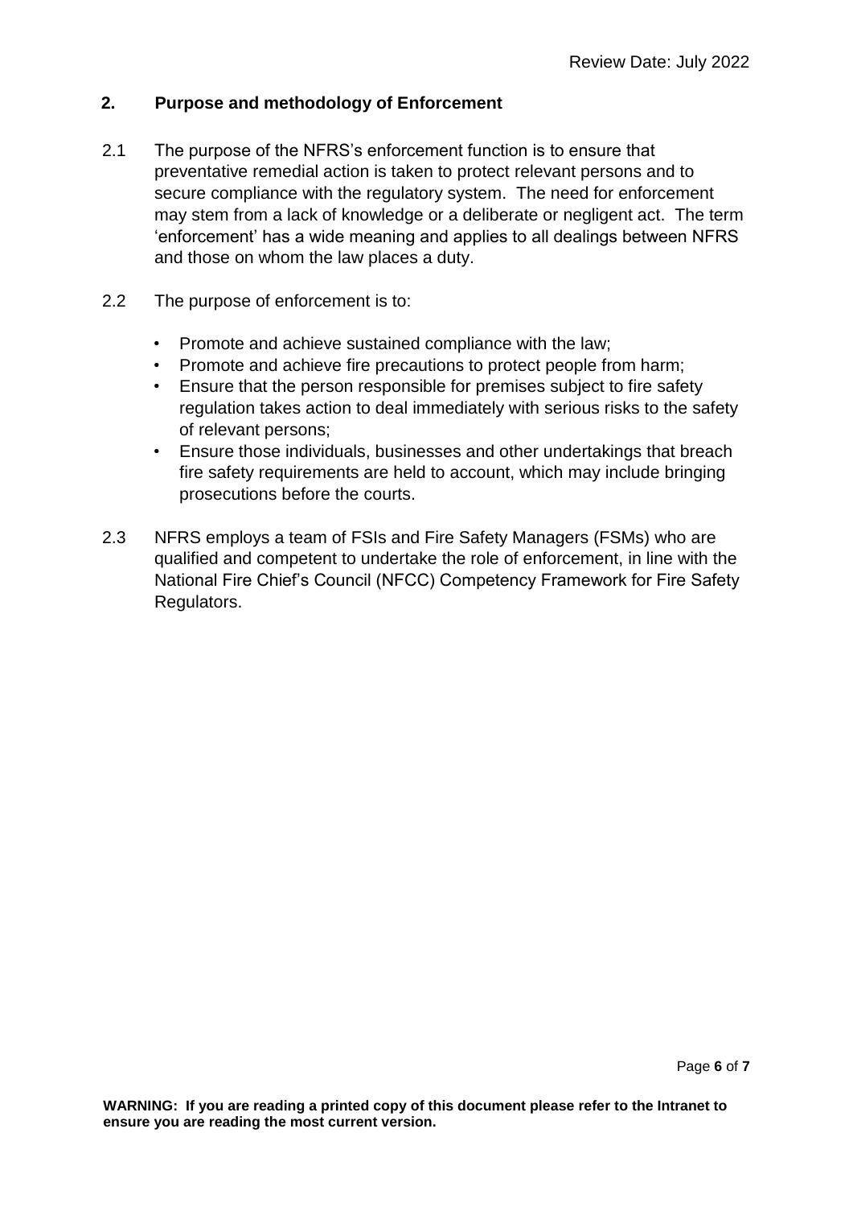## 2. Purpose and methodology of Enforcement

2.1 The purpose of the NFRS's enforcement function is to ensure that preventative remedial action is taken to protect relevant persons and to secure compliance with the regulatory system. The need for enforcement may stem from a lack of knowledge or a deliberate or negligent act. The term 'enforcement' has a wide meaning and applies to all dealings between NFRS and those on whom the law places a duty.

2.2 The purpose of enforcement is to:

- Promote and achieve sustained compliance with the law;
- Promote and achieve fire precautions to protect people from harm;
- Ensure that the person responsible for premises subject to fire safety regulation takes action to deal immediately with serious risks to the safety of relevant persons;
- Ensure those individuals, businesses and other undertakings that breach fire safety requirements are held to account, which may include bringing prosecutions before the courts.

2.3 NFRS employs a team of FSIs and Fire Safety Managers (FSMs) who are qualified and competent to undertake the role of enforcement, in line with the National Fire Chief's Council (NFCC) Competency Framework for Fire Safety Regulators.

**WARNING: If you are reading a printed copy of this document please refer to the Intranet to ensure you are reading the most current version.**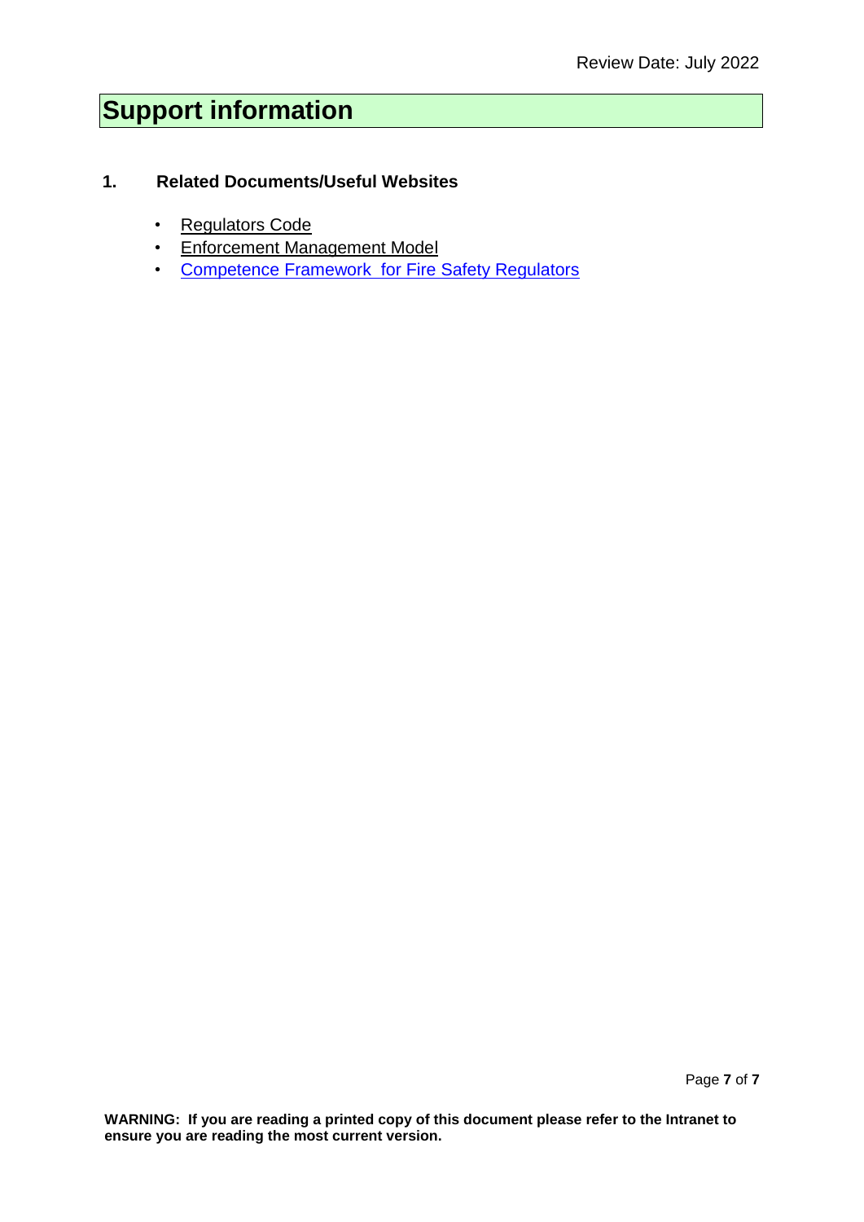# Support information

## 1. Related Documents/Useful Websites

- Regulators Code
- Enforcement Management Model
- Competence Framework for Fire Safety Regulators

**WARNING: If you are reading a printed copy of this document please refer to the Intranet to ensure you are reading the most current version.**